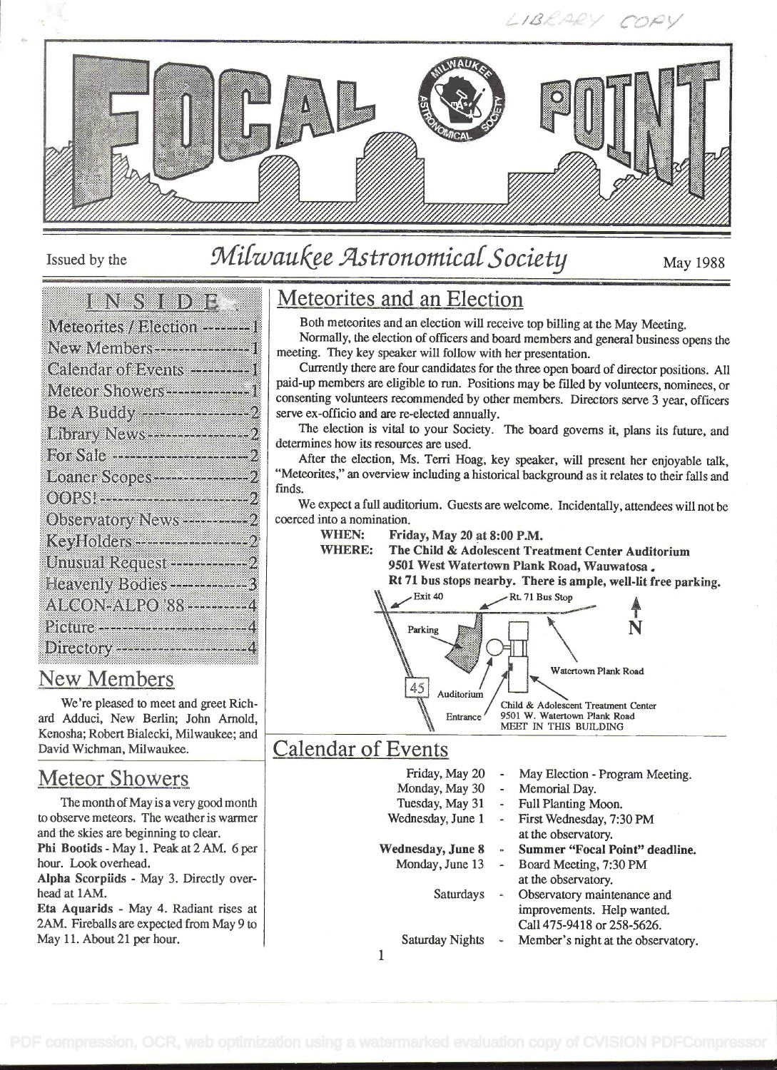LIBRARY COPY

# FOCAL POINT

Issued by the *Milwaukee Astronomical Society* May 1988

## INSIDE

- Meteorites / Election -------- 1
- New Members --------------- 1
- Calendar of Events ---------- 1
- Meteor Showers ------------- 1
- Be A Buddy ----------------- 2
- Library News --------------- 2
- For Sale -------------------- 2
- Loaner Scopes --------------- 2
- OOPS! ---------------------- 2
- Observatory News ----------- 2
- KeyHolders ------------------ 2
- Unusual Request ------------- 2
- Heavenly Bodies ------------- 3
- ALCON-ALPO '88 ------------- 4
- Picture ---------------------- 4
- Directory -------------------- 4

## Meteorites and an Election

Both meteorites and an election will receive top billing at the May Meeting.

Normally, the election of officers and board members and general business opens the meeting. They key speaker will follow with her presentation.

Currently there are four candidates for the three open board of director positions. All paid-up members are eligible to run. Positions may be filled by volunteers, nominees, or consenting volunteers recommended by other members. Directors serve 3 year, officers serve ex-officio and are re-elected annually.

The election is vital to your Society. The board governs it, plans its future, and determines how its resources are used.

After the election, Ms. Terri Hoag, key speaker, will present her enjoyable talk, "Meteorites," an overview including a historical background as it relates to their falls and finds.

We expect a full auditorium. Guests are welcome. Incidentally, attendees will not be coerced into a nomination.

**WHEN:** **Friday, May 20 at 8:00 P.M.**
**WHERE:** **The Child & Adolescent Treatment Center Auditorium**
**9501 West Watertown Plank Road, Wauwatosa.**
**Rt 71 bus stops nearby. There is ample, well-lit free parking.**

Exit 40 — Rt. 71 Bus Stop — N — Parking — 45 — Auditorium Entrance — Watertown Plank Road — Child & Adolescent Treatment Center 9501 W. Watertown Plank Road MEET IN THIS BUILDING

## New Members

We're pleased to meet and greet Richard Adduci, New Berlin; John Arnold, Kenosha; Robert Bialecki, Milwaukee; and David Wichman, Milwaukee.

## Meteor Showers

The month of May is a very good month to observe meteors. The weather is warmer and the skies are beginning to clear.

**Phi Bootids** - May 1. Peak at 2 AM. 6 per hour. Look overhead.

**Alpha Scorpiids** - May 3. Directly overhead at 1AM.

**Eta Aquarids** - May 4. Radiant rises at 2AM. Fireballs are expected from May 9 to May 11. About 21 per hour.

## Calendar of Events

| | |
|---|---|
| Friday, May 20 | May Election - Program Meeting. |
| Monday, May 30 | Memorial Day. |
| Tuesday, May 31 | Full Planting Moon. |
| Wednesday, June 1 | First Wednesday, 7:30 PM at the observatory. |
| **Wednesday, June 8** | **Summer "Focal Point" deadline.** |
| Monday, June 13 | Board Meeting, 7:30 PM at the observatory. |
| Saturdays | Observatory maintenance and improvements. Help wanted. Call 475-9418 or 258-5626. |
| Saturday Nights | Member's night at the observatory. |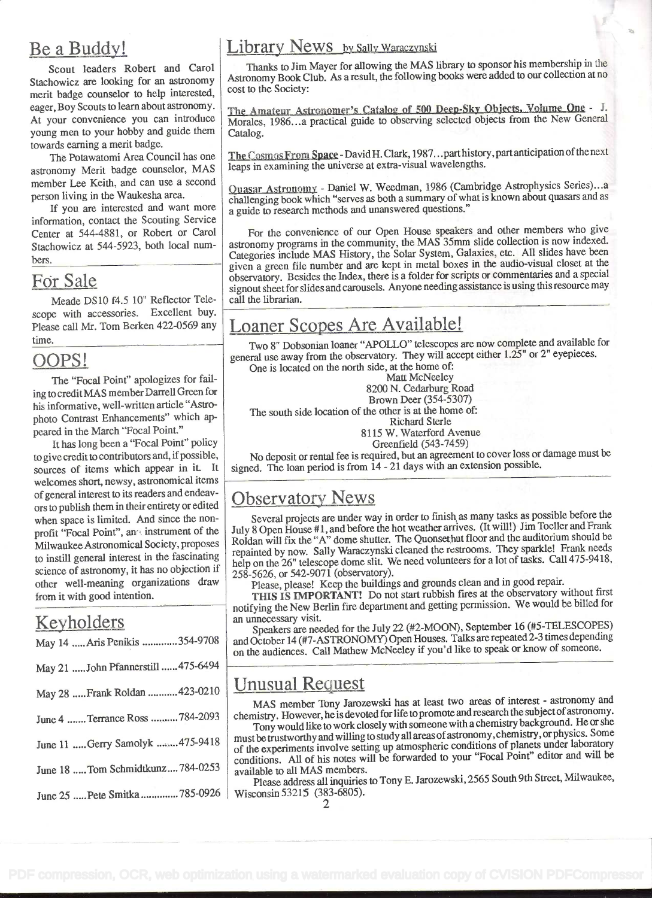## Be a Buddy!

Scout leaders Robert and Carol Stachowicz are looking for an astronomy merit badge counselor to help interested, eager, Boy Scouts to learn about astronomy. At your convenience you can introduce young men to your hobby and guide them towards earning a merit badge.

The Potawatomi Area Council has one astronomy Merit badge counselor, MAS member Lee Keith, and can use a second person living in the Waukesha area.

If you are interested and want more information, contact the Scouting Service Center at 544-4881, or Robert or Carol Stachowicz at 544-5923, both local numbers.

## For Sale

Meade DS10 f4.5 10" Reflector Telescope with accessories. Excellent buy. Please call Mr. Tom Berken 422-0569 any time.

## OOPS!

The "Focal Point" apologizes for failing to credit MAS member Darrell Green for his informative, well-written article "Astrophoto Contrast Enhancements" which appeared in the March "Focal Point."

It has long been a "Focal Point" policy to give credit to contributors and, if possible, sources of items which appear in it. It welcomes short, newsy, astronomical items of general interest to its readers and endeavors to publish them in their entirety or edited when space is limited. And since the non-profit "Focal Point", an instrument of the Milwaukee Astronomical Society, proposes to instill general interest in the fascinating science of astronomy, it has no objection if other well-meaning organizations draw from it with good intention.

## Keyholders

May 14 ..... Aris Penikis ............. 354-9708

May 21 ..... John Pfannerstill ...... 475-6494

May 28 ..... Frank Roldan ........... 423-0210

June 4 ....... Terrance Ross .......... 784-2093

June 11 ..... Gerry Samolyk ......... 475-9418

June 18 ..... Tom Schmidtkunz .... 784-0253

June 25 ..... Pete Smitka ............. 785-0926

## Library News by Sally Waraczynski

Thanks to Jim Mayer for allowing the MAS library to sponsor his membership in the Astronomy Book Club. As a result, the following books were added to our collection at no cost to the Society:

The Amateur Astronomer's Catalog of 500 Deep-Sky Objects, Volume One - J. Morales, 1986...a practical guide to observing selected objects from the New General Catalog.

The Cosmos From Space - David H. Clark, 1987...part history, part anticipation of the next leaps in examining the universe at extra-visual wavelengths.

Quasar Astronomy - Daniel W. Weedman, 1986 (Cambridge Astrophysics Series)...a challenging book which "serves as both a summary of what is known about quasars and as a guide to research methods and unanswered questions."

For the convenience of our Open House speakers and other members who give astronomy programs in the community, the MAS 35mm slide collection is now indexed. Categories include MAS History, the Solar System, Galaxies, etc. All slides have been given a green file number and are kept in metal boxes in the audio-visual closet at the observatory. Besides the Index, there is a folder for scripts or commentaries and a special signout sheet for slides and carousels. Anyone needing assistance is using this resource may call the librarian.

## Loaner Scopes Are Available!

Two 8" Dobsonian loaner "APOLLO" telescopes are now complete and available for general use away from the observatory. They will accept either 1.25" or 2" eyepieces.

One is located on the north side, at the home of:

Matt McNeeley
8200 N. Cedarburg Road
Brown Deer (354-5307)

The south side location of the other is at the home of:

Richard Sterle
8115 W. Waterford Avenue
Greenfield (543-7459)

No deposit or rental fee is required, but an agreement to cover loss or damage must be signed. The loan period is from 14 - 21 days with an extension possible.

## Observatory News

Several projects are under way in order to finish as many tasks as possible before the July 8 Open House #1, and before the hot weather arrives. (It will!) Jim Toeller and Frank Roldan will fix the "A" dome shutter. The Quonsethut floor and the auditorium should be repainted by now. Sally Waraczynski cleaned the restrooms. They sparkle! Frank needs help on the 26" telescope dome slit. We need volunteers for a lot of tasks. Call 475-9418, 258-5626, or 542-9071 (observatory).

Please, please! Keep the buildings and grounds clean and in good repair.

**THIS IS IMPORTANT!** Do not start rubbish fires at the observatory without first notifying the New Berlin fire department and getting permission. We would be billed for an unnecessary visit.

Speakers are needed for the July 22 (#2-MOON), September 16 (#5-TELESCOPES) and October 14 (#7-ASTRONOMY) Open Houses. Talks are repeated 2-3 times depending on the audiences. Call Mathew McNeeley if you'd like to speak or know of someone.

## Unusual Request

MAS member Tony Jarozewski has at least two areas of interest - astronomy and chemistry. However, he is devoted for life to promote and research the subject of astronomy.

Tony would like to work closely with someone with a chemistry background. He or she must be trustworthy and willing to study all areas of astronomy, chemistry, or physics. Some of the experiments involve setting up atmospheric conditions of planets under laboratory conditions. All of his notes will be forwarded to your "Focal Point" editor and will be available to all MAS members.

Please address all inquiries to Tony E. Jarozewski, 2565 South 9th Street, Milwaukee, Wisconsin 53215 (383-6805).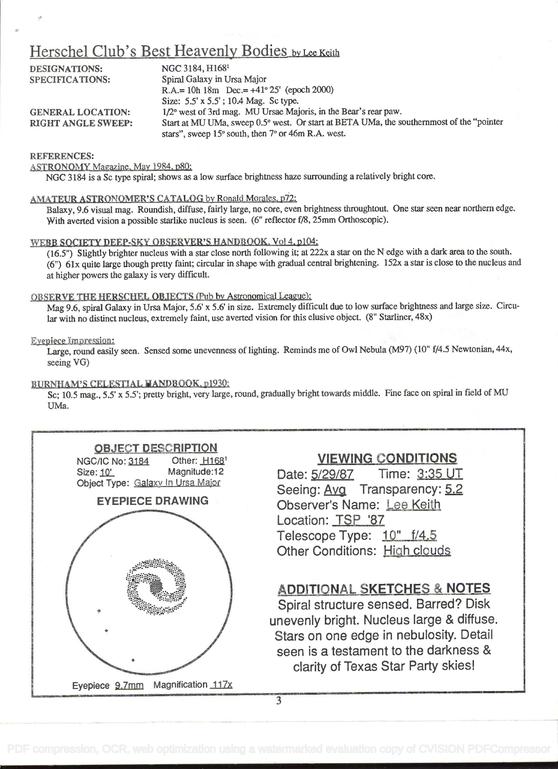# Herschel Club's Best Heavenly Bodies by Lee Keith

| | |
|---|---|
| DESIGNATIONS: | NGC 3184, H168[1] |
| SPECIFICATIONS: | Spiral Galaxy in Ursa Major<br>R.A.= 10h 18m Dec.= +41° 25' (epoch 2000)<br>Size: 5.5' x 5.5' ; 10.4 Mag. Sc type. |
| GENERAL LOCATION: | 1/2° west of 3rd mag. MU Ursae Majoris, in the Bear's rear paw. |
| RIGHT ANGLE SWEEP: | Start at MU UMa, sweep 0.5° west. Or start at BETA UMa, the southernmost of the "pointer stars", sweep 15° south, then 7° or 46m R.A. west. |

REFERENCES:

ASTRONOMY Magazine, May 1984, p80:

NGC 3184 is a Sc type spiral; shows as a low surface brightness haze surrounding a relatively bright core.

AMATEUR ASTRONOMER'S CATALOG by Ronald Morales, p72:

Balaxy, 9.6 visual mag. Roundish, diffuse, fairly large, no core, even brightness throughout. One star seen near northern edge. With averted vision a possible starlike nucleus is seen. (6" reflector f/8, 25mm Orthoscopic).

WEBB SOCIETY DEEP-SKY OBSERVER'S HANDBOOK, Vol 4, p104:

(16.5") Slightly brighter nucleus with a star close north following it; at 222x a star on the N edge with a dark area to the south. (6") 61x quite large though pretty faint; circular in shape with gradual central brightening. 152x a star is close to the nucleus and at higher powers the galaxy is very difficult.

OBSERVE THE HERSCHEL OBJECTS (Pub by Astronomical League):

Mag 9.6, spiral Galaxy in Ursa Major, 5.6' x 5.6' in size. Extremely difficult due to low surface brightness and large size. Circular with no distinct nucleus, extremely faint, use averted vision for this elusive object. (8" Starliner, 48x)

Eyepiece Impression:

Large, round easily seen. Sensed some unevenness of lighting. Reminds me of Owl Nebula (M97) (10" f/4.5 Newtonian, 44x, seeing VG)

BURNHAM'S CELESTIAL HANDBOOK, p1930:

Sc; 10.5 mag., 5.5' x 5.5'; pretty bright, very large, round, gradually bright towards middle. Fine face on spiral in field of MU UMa.

## OBJECT DESCRIPTION

NGC/IC No: 3184 Other: H168[1]
Size: 10' Magnitude: 12
Object Type: Galaxy In Ursa Major

### EYEPIECE DRAWING

Eyepiece 9.7mm Magnification 117x

## VIEWING CONDITIONS

Date: 5/29/87 Time: 3:35 UT
Seeing: Avg Transparency: 5.2
Observer's Name: Lee Keith
Location: TSP '87
Telescope Type: 10" f/4.5
Other Conditions: High clouds

## ADDITIONAL SKETCHES & NOTES

Spiral structure sensed. Barred? Disk unevenly bright. Nucleus large & diffuse. Stars on one edge in nebulosity. Detail seen is a testament to the darkness & clarity of Texas Star Party skies!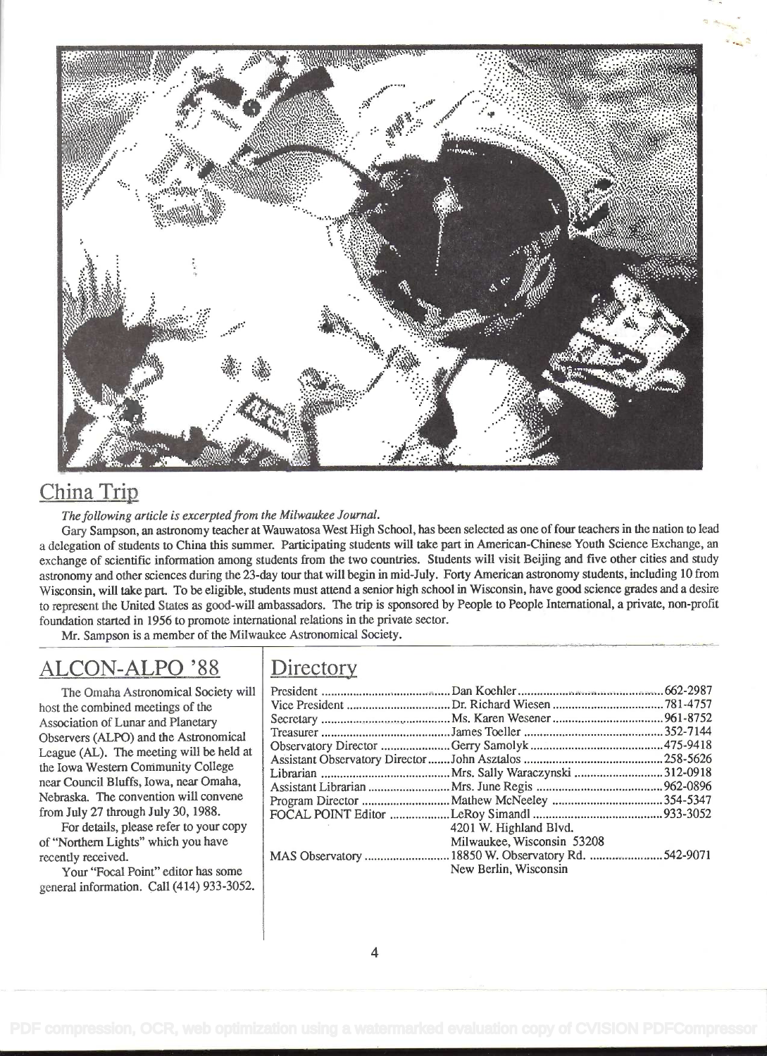## China Trip

*The following article is excerpted from the Milwaukee Journal.*

Gary Sampson, an astronomy teacher at Wauwatosa West High School, has been selected as one of four teachers in the nation to lead a delegation of students to China this summer. Participating students will take part in American-Chinese Youth Science Exchange, an exchange of scientific information among students from the two countries. Students will visit Beijing and five other cities and study astronomy and other sciences during the 23-day tour that will begin in mid-July. Forty American astronomy students, including 10 from Wisconsin, will take part. To be eligible, students must attend a senior high school in Wisconsin, have good science grades and a desire to represent the United States as good-will ambassadors. The trip is sponsored by People to People International, a private, non-profit foundation started in 1956 to promote international relations in the private sector.

Mr. Sampson is a member of the Milwaukee Astronomical Society.

## ALCON-ALPO '88

The Omaha Astronomical Society will host the combined meetings of the Association of Lunar and Planetary Observers (ALPO) and the Astronomical League (AL). The meeting will be held at the Iowa Western Community College near Council Bluffs, Iowa, near Omaha, Nebraska. The convention will convene from July 27 through July 30, 1988.

For details, please refer to your copy of "Northern Lights" which you have recently received.

Your "Focal Point" editor has some general information. Call (414) 933-3052.

## Directory

| | | |
|---|---|---|
| President | Dan Koehler | 662-2987 |
| Vice President | Dr. Richard Wiesen | 781-4757 |
| Secretary | Ms. Karen Wesener | 961-8752 |
| Treasurer | James Toeller | 352-7144 |
| Observatory Director | Gerry Samolyk | 475-9418 |
| Assistant Observatory Director | John Asztalos | 258-5626 |
| Librarian | Mrs. Sally Waraczynski | 312-0918 |
| Assistant Librarian | Mrs. June Regis | 962-0896 |
| Program Director | Mathew McNeeley | 354-5347 |
| FOCAL POINT Editor | LeRoy Simandl<br>4201 W. Highland Blvd.<br>Milwaukee, Wisconsin 53208 | 933-3052 |
| MAS Observatory | 18850 W. Observatory Rd.<br>New Berlin, Wisconsin | 542-9071 |